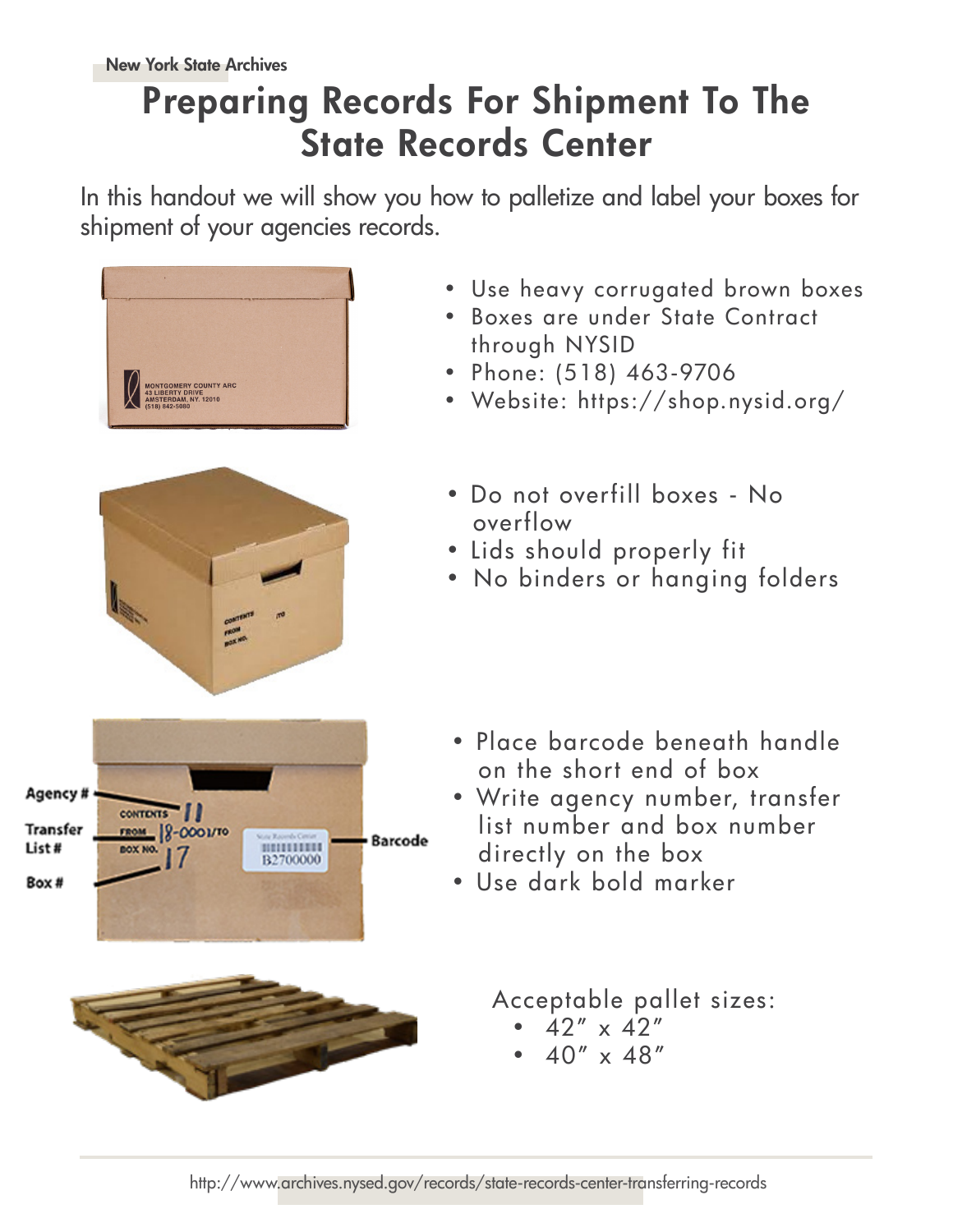New York State Archives

# Preparing Records For Shipment To The State Records Center

In this handout we will show you how to palletize and label your boxes for shipment of your agencies records.

- Use heavy corrugated brown boxes
- Boxes are under State Contract through NYSID
- Phone: (518) 463-9706
- Website: https://shop.nysid.org/

- Do not overfill boxes - No overflow
- Lids should properly fit
- No binders or hanging folders

- Place barcode beneath handle on the short end of box
- Write agency number, transfer list number and box number directly on the box
- Use dark bold marker

Acceptable pallet sizes:

- 42″ x 42″
- 40″ x 48″

http://www.archives.nysed.gov/records/state-records-center-transferring-records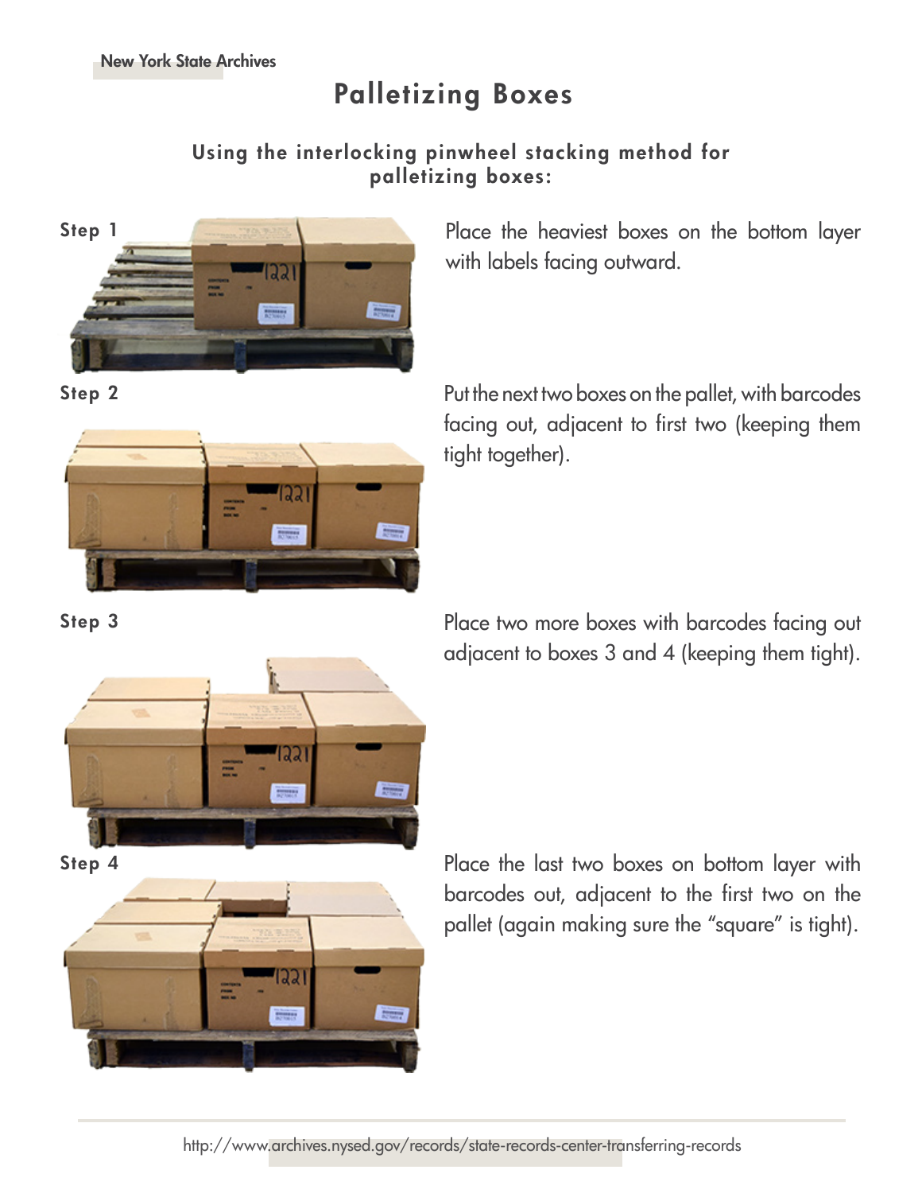# Palletizing Boxes

## Using the interlocking pinwheel stacking method for palletizing boxes:

**Step 1**

Place the heaviest boxes on the bottom layer with labels facing outward.

**Step 2**

Put the next two boxes on the pallet, with barcodes facing out, adjacent to first two (keeping them tight together).

**Step 3**

Place two more boxes with barcodes facing out adjacent to boxes 3 and 4 (keeping them tight).

**Step 4**

Place the last two boxes on bottom layer with barcodes out, adjacent to the first two on the pallet (again making sure the "square" is tight).

http://www.archives.nysed.gov/records/state-records-center-transferring-records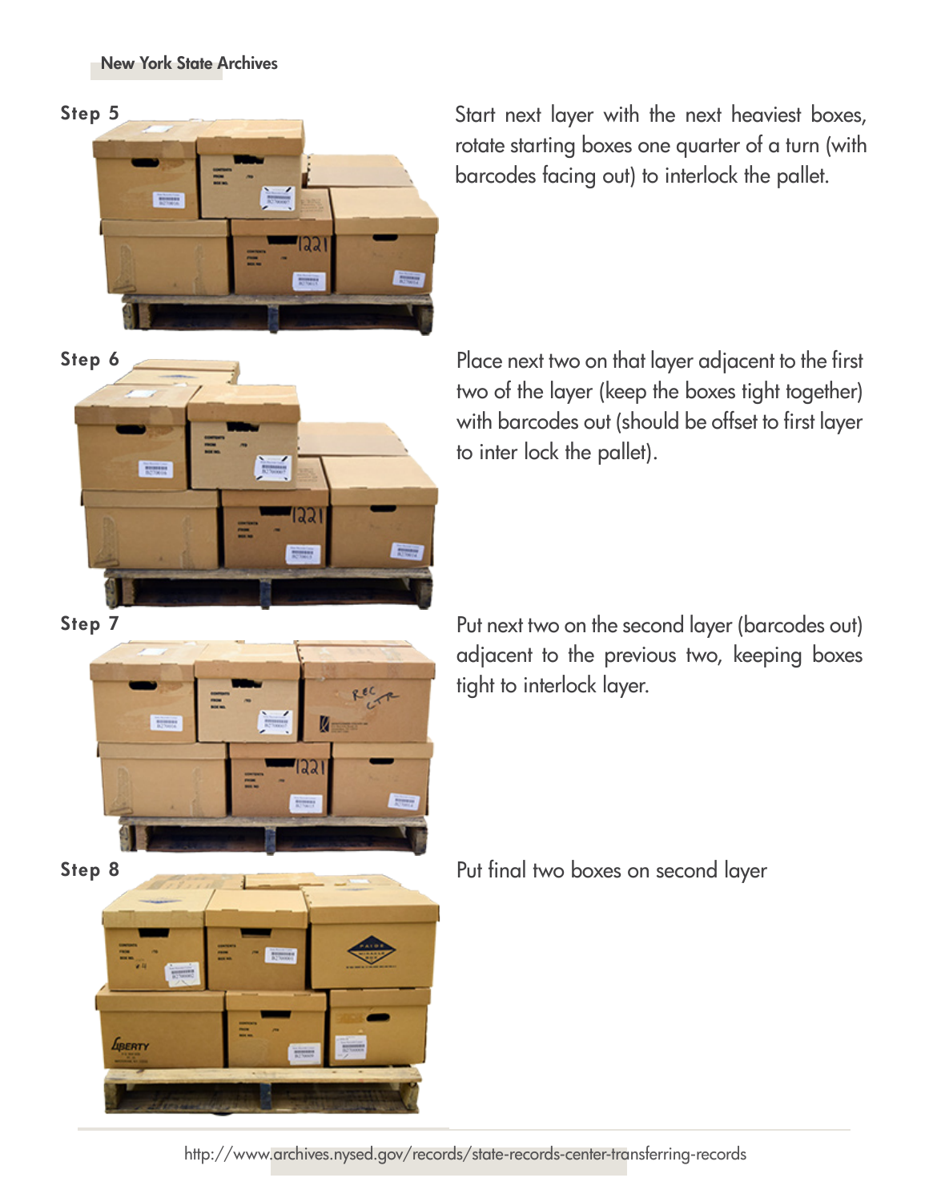**Step 5**

Start next layer with the next heaviest boxes, rotate starting boxes one quarter of a turn (with barcodes facing out) to interlock the pallet.

**Step 6**

Place next two on that layer adjacent to the first two of the layer (keep the boxes tight together) with barcodes out (should be offset to first layer to inter lock the pallet).

**Step 7**

Put next two on the second layer (barcodes out) adjacent to the previous two, keeping boxes tight to interlock layer.

**Step 8**

Put final two boxes on second layer

http://www.archives.nysed.gov/records/state-records-center-transferring-records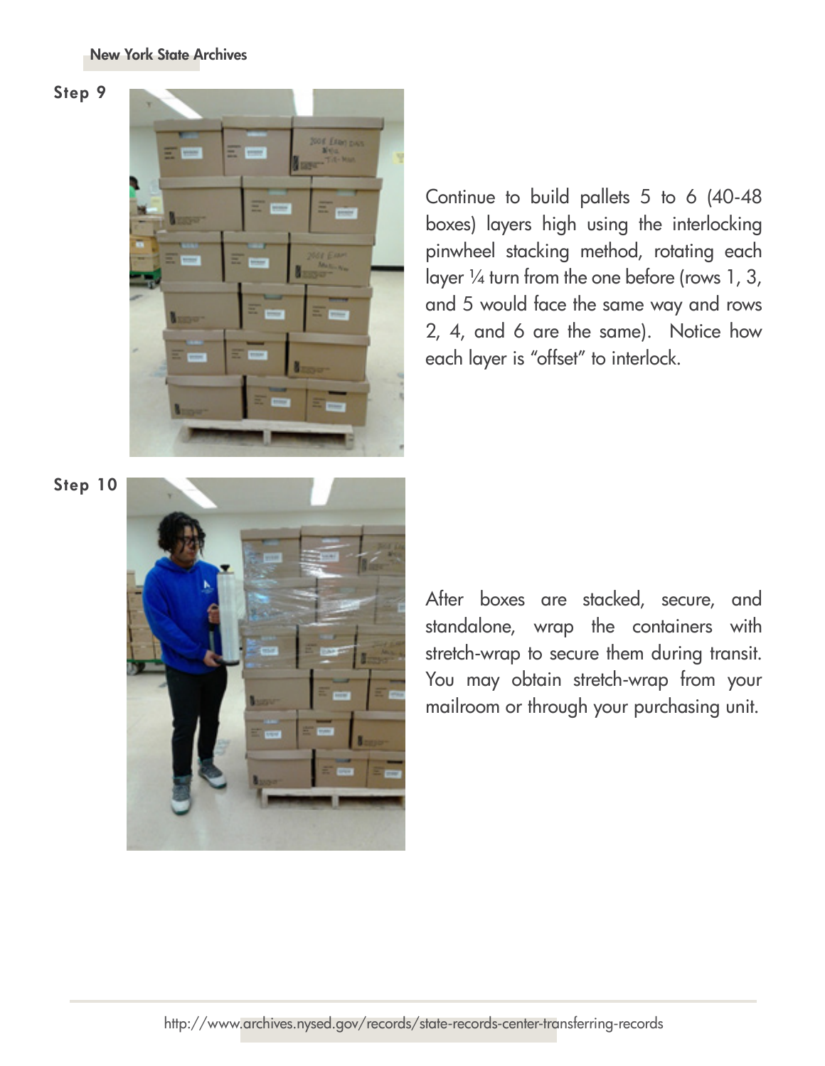**Step 9**

Continue to build pallets 5 to 6 (40-48 boxes) layers high using the interlocking pinwheel stacking method, rotating each layer ¼ turn from the one before (rows 1, 3, and 5 would face the same way and rows 2, 4, and 6 are the same). Notice how each layer is "offset" to interlock.

**Step 10**

After boxes are stacked, secure, and standalone, wrap the containers with stretch-wrap to secure them during transit. You may obtain stretch-wrap from your mailroom or through your purchasing unit.